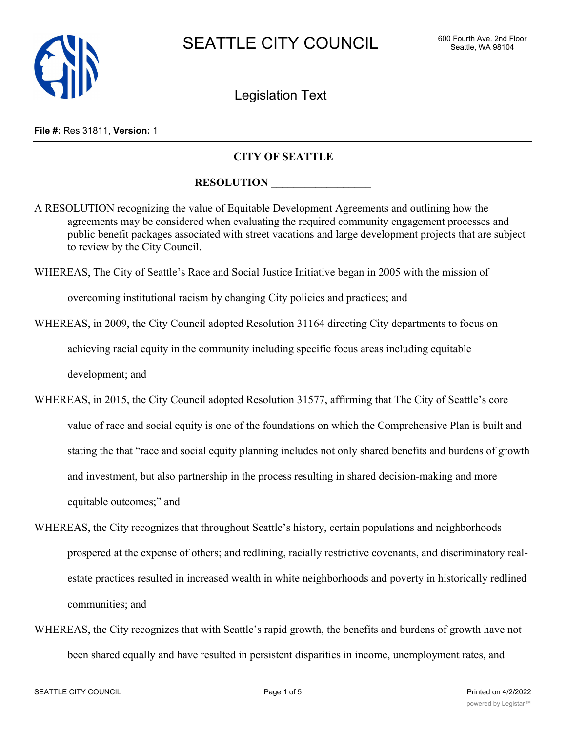**File #:** Res 31811, **Version:** 1

## CITY OF SEATTLE

## RESOLUTION __________________

A RESOLUTION recognizing the value of Equitable Development Agreements and outlining how the agreements may be considered when evaluating the required community engagement processes and public benefit packages associated with street vacations and large development projects that are subject to review by the City Council.

WHEREAS, The City of Seattle's Race and Social Justice Initiative began in 2005 with the mission of overcoming institutional racism by changing City policies and practices; and

WHEREAS, in 2009, the City Council adopted Resolution 31164 directing City departments to focus on achieving racial equity in the community including specific focus areas including equitable development; and

WHEREAS, in 2015, the City Council adopted Resolution 31577, affirming that The City of Seattle's core value of race and social equity is one of the foundations on which the Comprehensive Plan is built and stating the that "race and social equity planning includes not only shared benefits and burdens of growth and investment, but also partnership in the process resulting in shared decision-making and more equitable outcomes;" and

WHEREAS, the City recognizes that throughout Seattle's history, certain populations and neighborhoods prospered at the expense of others; and redlining, racially restrictive covenants, and discriminatory real-estate practices resulted in increased wealth in white neighborhoods and poverty in historically redlined communities; and

WHEREAS, the City recognizes that with Seattle's rapid growth, the benefits and burdens of growth have not been shared equally and have resulted in persistent disparities in income, unemployment rates, and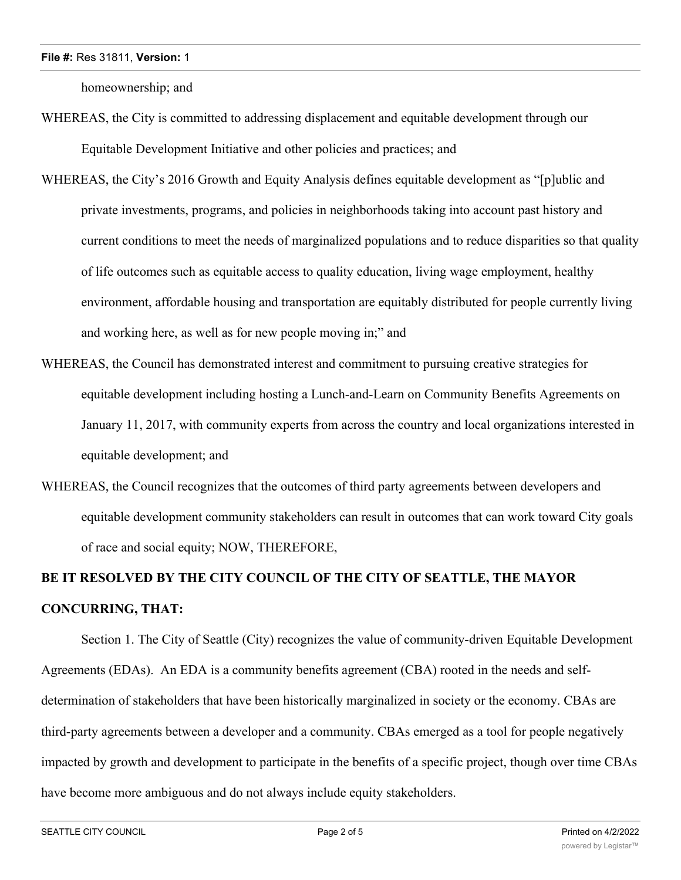homeownership; and

WHEREAS, the City is committed to addressing displacement and equitable development through our Equitable Development Initiative and other policies and practices; and

WHEREAS, the City's 2016 Growth and Equity Analysis defines equitable development as "[p]ublic and private investments, programs, and policies in neighborhoods taking into account past history and current conditions to meet the needs of marginalized populations and to reduce disparities so that quality of life outcomes such as equitable access to quality education, living wage employment, healthy environment, affordable housing and transportation are equitably distributed for people currently living and working here, as well as for new people moving in;" and

WHEREAS, the Council has demonstrated interest and commitment to pursuing creative strategies for equitable development including hosting a Lunch-and-Learn on Community Benefits Agreements on January 11, 2017, with community experts from across the country and local organizations interested in equitable development; and

WHEREAS, the Council recognizes that the outcomes of third party agreements between developers and equitable development community stakeholders can result in outcomes that can work toward City goals of race and social equity; NOW, THEREFORE,

**BE IT RESOLVED BY THE CITY COUNCIL OF THE CITY OF SEATTLE, THE MAYOR CONCURRING, THAT:**

Section 1. The City of Seattle (City) recognizes the value of community-driven Equitable Development Agreements (EDAs). An EDA is a community benefits agreement (CBA) rooted in the needs and self-determination of stakeholders that have been historically marginalized in society or the economy. CBAs are third-party agreements between a developer and a community. CBAs emerged as a tool for people negatively impacted by growth and development to participate in the benefits of a specific project, though over time CBAs have become more ambiguous and do not always include equity stakeholders.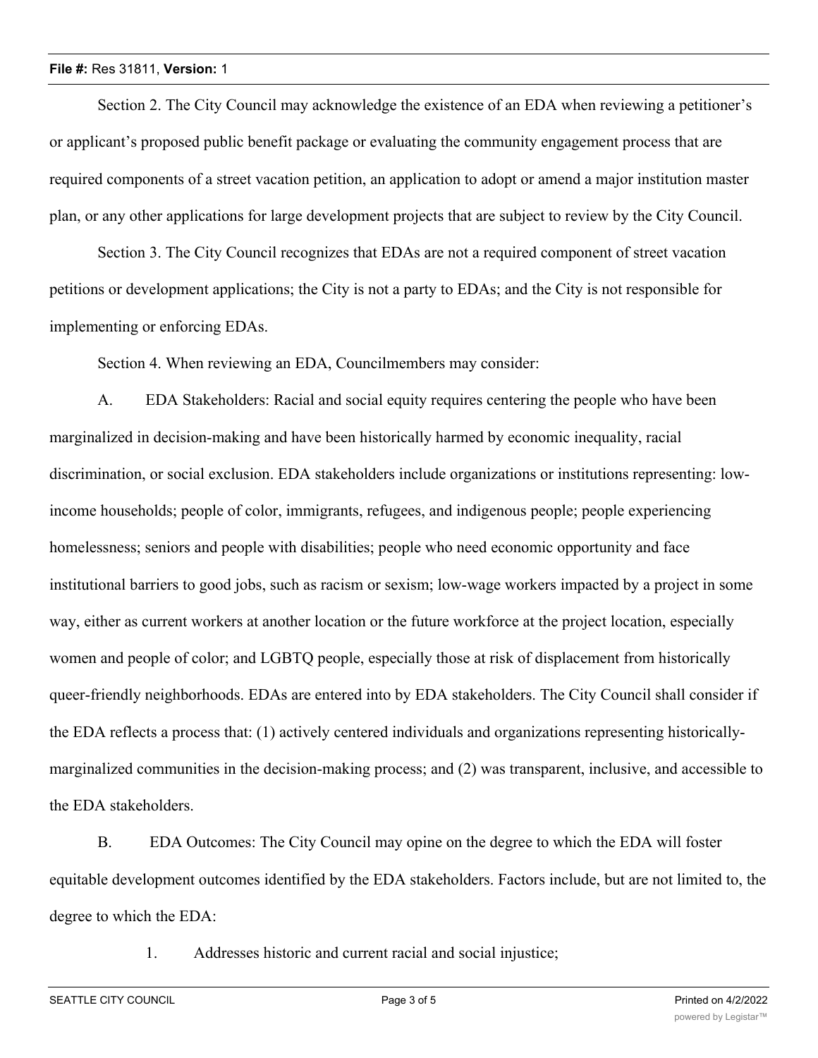Section 2. The City Council may acknowledge the existence of an EDA when reviewing a petitioner's or applicant's proposed public benefit package or evaluating the community engagement process that are required components of a street vacation petition, an application to adopt or amend a major institution master plan, or any other applications for large development projects that are subject to review by the City Council.

Section 3. The City Council recognizes that EDAs are not a required component of street vacation petitions or development applications; the City is not a party to EDAs; and the City is not responsible for implementing or enforcing EDAs.

Section 4. When reviewing an EDA, Councilmembers may consider:

A. EDA Stakeholders: Racial and social equity requires centering the people who have been marginalized in decision-making and have been historically harmed by economic inequality, racial discrimination, or social exclusion. EDA stakeholders include organizations or institutions representing: low-income households; people of color, immigrants, refugees, and indigenous people; people experiencing homelessness; seniors and people with disabilities; people who need economic opportunity and face institutional barriers to good jobs, such as racism or sexism; low-wage workers impacted by a project in some way, either as current workers at another location or the future workforce at the project location, especially women and people of color; and LGBTQ people, especially those at risk of displacement from historically queer-friendly neighborhoods. EDAs are entered into by EDA stakeholders. The City Council shall consider if the EDA reflects a process that: (1) actively centered individuals and organizations representing historically-marginalized communities in the decision-making process; and (2) was transparent, inclusive, and accessible to the EDA stakeholders.

B. EDA Outcomes: The City Council may opine on the degree to which the EDA will foster equitable development outcomes identified by the EDA stakeholders. Factors include, but are not limited to, the degree to which the EDA:

1. Addresses historic and current racial and social injustice;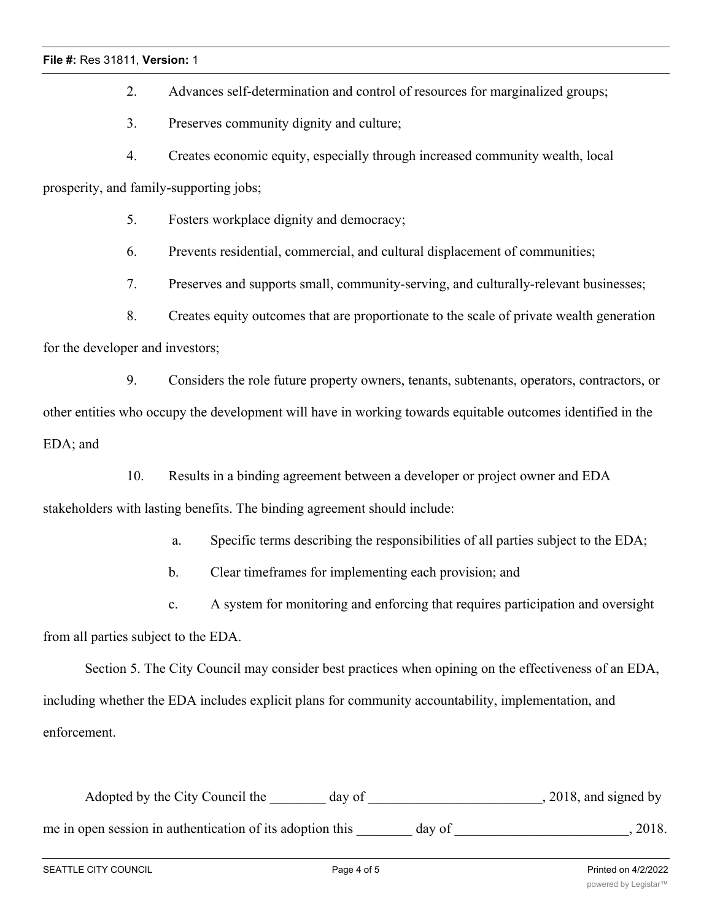2. Advances self-determination and control of resources for marginalized groups;

3. Preserves community dignity and culture;

4. Creates economic equity, especially through increased community wealth, local prosperity, and family-supporting jobs;

5. Fosters workplace dignity and democracy;

6. Prevents residential, commercial, and cultural displacement of communities;

7. Preserves and supports small, community-serving, and culturally-relevant businesses;

8. Creates equity outcomes that are proportionate to the scale of private wealth generation for the developer and investors;

9. Considers the role future property owners, tenants, subtenants, operators, contractors, or other entities who occupy the development will have in working towards equitable outcomes identified in the EDA; and

10. Results in a binding agreement between a developer or project owner and EDA stakeholders with lasting benefits. The binding agreement should include:

    a. Specific terms describing the responsibilities of all parties subject to the EDA;

    b. Clear timeframes for implementing each provision; and

    c. A system for monitoring and enforcing that requires participation and oversight from all parties subject to the EDA.

Section 5. The City Council may consider best practices when opining on the effectiveness of an EDA, including whether the EDA includes explicit plans for community accountability, implementation, and enforcement.

Adopted by the City Council the ________ day of _________________________, 2018, and signed by me in open session in authentication of its adoption this ________ day of _________________________, 2018.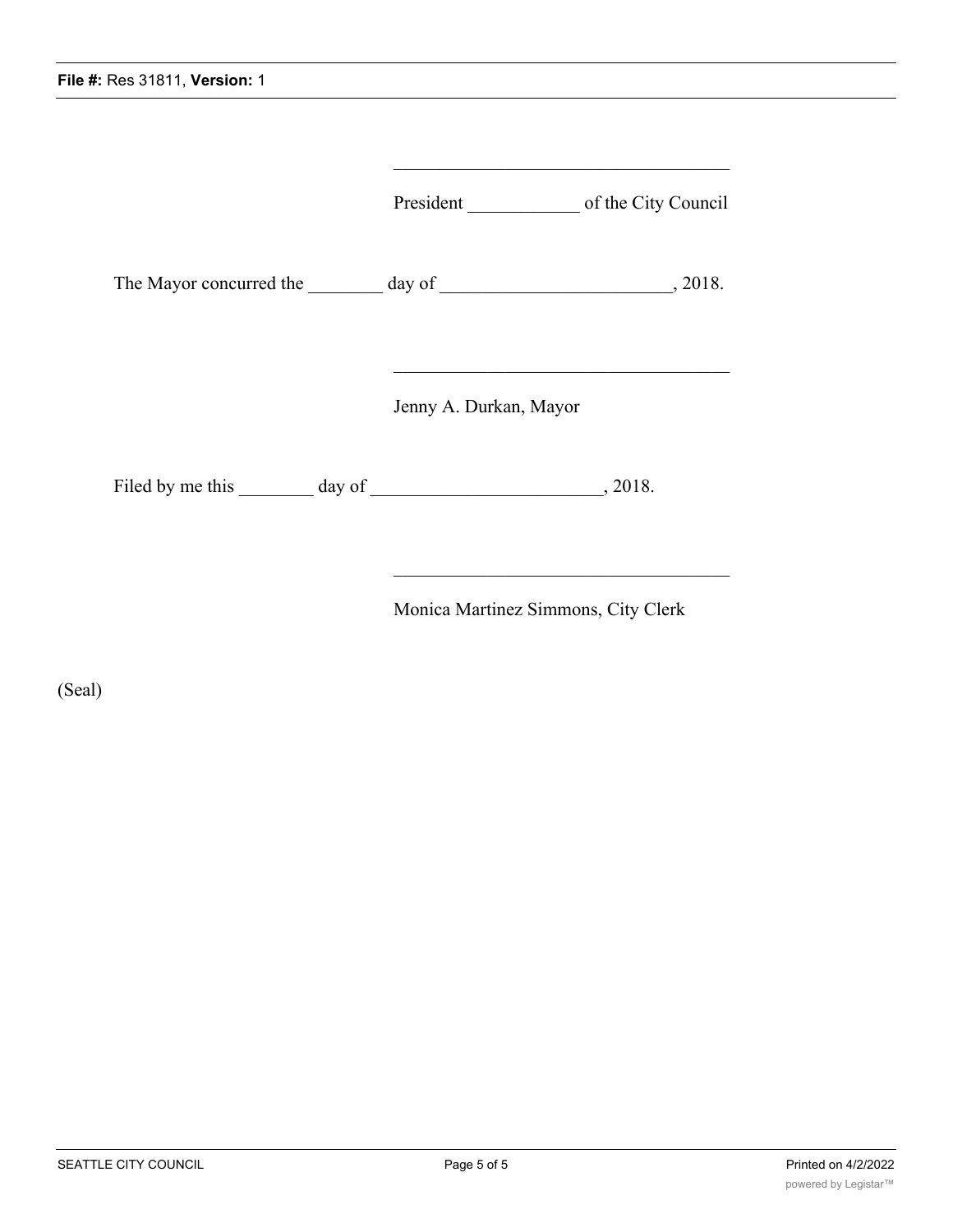\_\_\_\_\_\_\_\_\_\_\_\_\_\_\_\_\_\_\_\_\_\_\_\_\_\_\_\_\_\_\_\_\_\_\_\_

President \_\_\_\_\_\_\_\_\_\_\_\_ of the City Council

The Mayor concurred the \_\_\_\_\_\_\_\_ day of \_\_\_\_\_\_\_\_\_\_\_\_\_\_\_\_\_\_\_\_\_\_\_\_\_, 2018.

\_\_\_\_\_\_\_\_\_\_\_\_\_\_\_\_\_\_\_\_\_\_\_\_\_\_\_\_\_\_\_\_\_\_\_\_

Jenny A. Durkan, Mayor

Filed by me this \_\_\_\_\_\_\_\_ day of \_\_\_\_\_\_\_\_\_\_\_\_\_\_\_\_\_\_\_\_\_\_\_\_\_, 2018.

\_\_\_\_\_\_\_\_\_\_\_\_\_\_\_\_\_\_\_\_\_\_\_\_\_\_\_\_\_\_\_\_\_\_\_\_

Monica Martinez Simmons, City Clerk

(Seal)